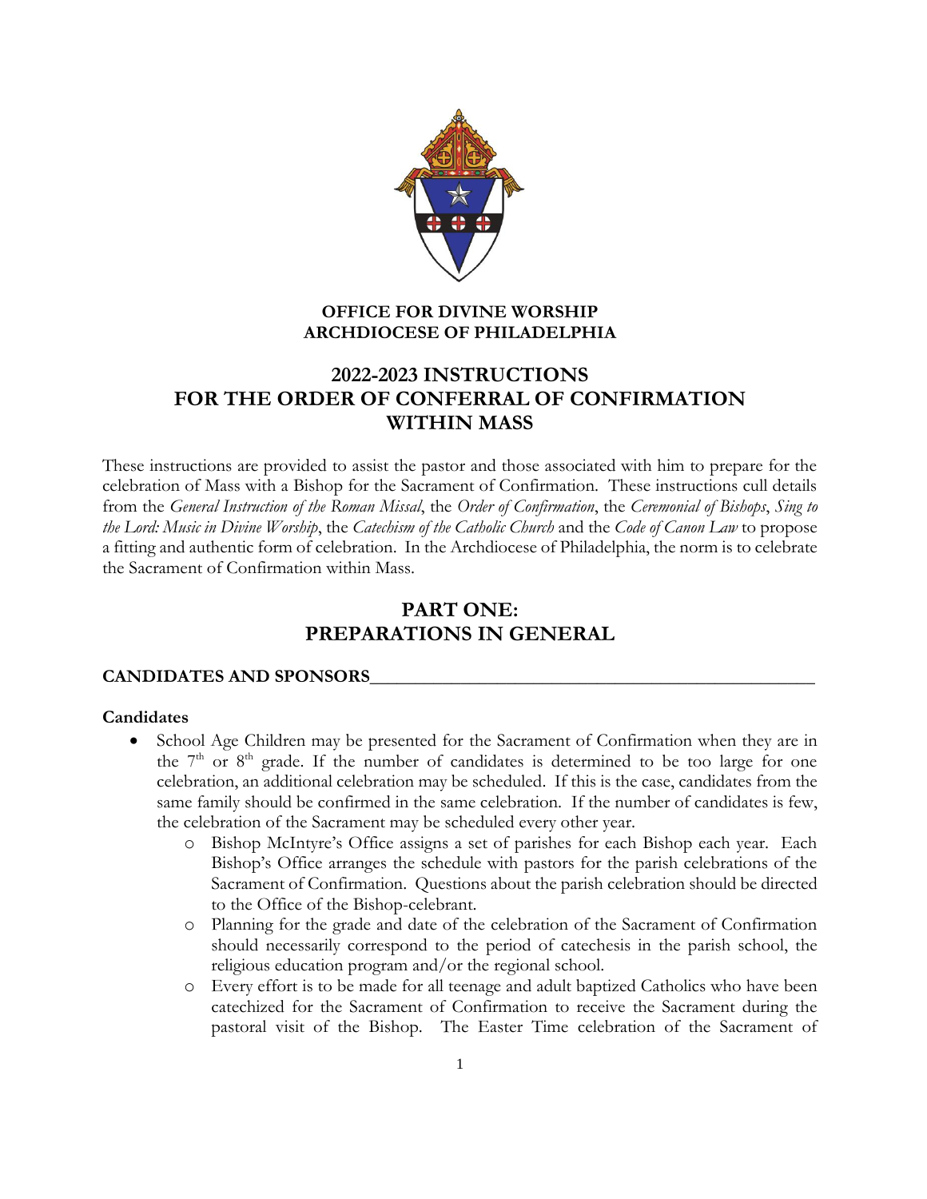**OFFICE FOR DIVINE WORSHIP**
**ARCHDIOCESE OF PHILADELPHIA**

# 2022-2023 INSTRUCTIONS FOR THE ORDER OF CONFERRAL OF CONFIRMATION WITHIN MASS

These instructions are provided to assist the pastor and those associated with him to prepare for the celebration of Mass with a Bishop for the Sacrament of Confirmation. These instructions cull details from the *General Instruction of the Roman Missal*, the *Order of Confirmation*, the *Ceremonial of Bishops*, *Sing to the Lord: Music in Divine Worship*, the *Catechism of the Catholic Church* and the *Code of Canon Law* to propose a fitting and authentic form of celebration. In the Archdiocese of Philadelphia, the norm is to celebrate the Sacrament of Confirmation within Mass.

## PART ONE: PREPARATIONS IN GENERAL

### CANDIDATES AND SPONSORS

#### Candidates

- School Age Children may be presented for the Sacrament of Confirmation when they are in the 7th or 8th grade. If the number of candidates is determined to be too large for one celebration, an additional celebration may be scheduled. If this is the case, candidates from the same family should be confirmed in the same celebration. If the number of candidates is few, the celebration of the Sacrament may be scheduled every other year.
  - Bishop McIntyre's Office assigns a set of parishes for each Bishop each year. Each Bishop's Office arranges the schedule with pastors for the parish celebrations of the Sacrament of Confirmation. Questions about the parish celebration should be directed to the Office of the Bishop-celebrant.
  - Planning for the grade and date of the celebration of the Sacrament of Confirmation should necessarily correspond to the period of catechesis in the parish school, the religious education program and/or the regional school.
  - Every effort is to be made for all teenage and adult baptized Catholics who have been catechized for the Sacrament of Confirmation to receive the Sacrament during the pastoral visit of the Bishop. The Easter Time celebration of the Sacrament of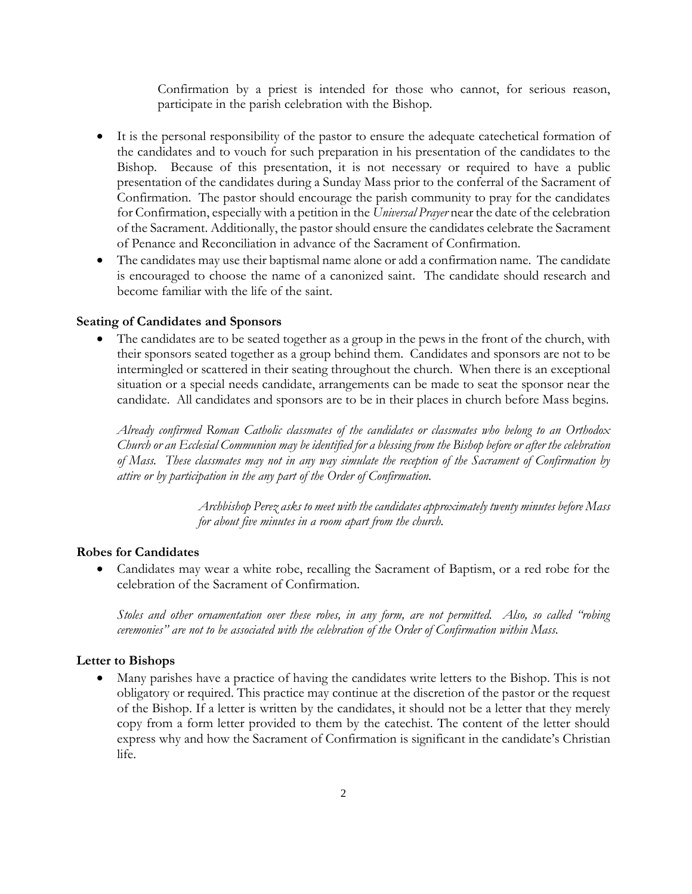Confirmation by a priest is intended for those who cannot, for serious reason, participate in the parish celebration with the Bishop.

- It is the personal responsibility of the pastor to ensure the adequate catechetical formation of the candidates and to vouch for such preparation in his presentation of the candidates to the Bishop. Because of this presentation, it is not necessary or required to have a public presentation of the candidates during a Sunday Mass prior to the conferral of the Sacrament of Confirmation. The pastor should encourage the parish community to pray for the candidates for Confirmation, especially with a petition in the *Universal Prayer* near the date of the celebration of the Sacrament. Additionally, the pastor should ensure the candidates celebrate the Sacrament of Penance and Reconciliation in advance of the Sacrament of Confirmation.
- The candidates may use their baptismal name alone or add a confirmation name. The candidate is encouraged to choose the name of a canonized saint. The candidate should research and become familiar with the life of the saint.

**Seating of Candidates and Sponsors**

- The candidates are to be seated together as a group in the pews in the front of the church, with their sponsors seated together as a group behind them. Candidates and sponsors are not to be intermingled or scattered in their seating throughout the church. When there is an exceptional situation or a special needs candidate, arrangements can be made to seat the sponsor near the candidate. All candidates and sponsors are to be in their places in church before Mass begins.

*Already confirmed Roman Catholic classmates of the candidates or classmates who belong to an Orthodox Church or an Ecclesial Communion may be identified for a blessing from the Bishop before or after the celebration of Mass. These classmates may not in any way simulate the reception of the Sacrament of Confirmation by attire or by participation in the any part of the Order of Confirmation.*

*Archbishop Perez asks to meet with the candidates approximately twenty minutes before Mass for about five minutes in a room apart from the church.*

**Robes for Candidates**

- Candidates may wear a white robe, recalling the Sacrament of Baptism, or a red robe for the celebration of the Sacrament of Confirmation.

*Stoles and other ornamentation over these robes, in any form, are not permitted. Also, so called "robing ceremonies" are not to be associated with the celebration of the Order of Confirmation within Mass.*

**Letter to Bishops**

- Many parishes have a practice of having the candidates write letters to the Bishop. This is not obligatory or required. This practice may continue at the discretion of the pastor or the request of the Bishop. If a letter is written by the candidates, it should not be a letter that they merely copy from a form letter provided to them by the catechist. The content of the letter should express why and how the Sacrament of Confirmation is significant in the candidate's Christian life.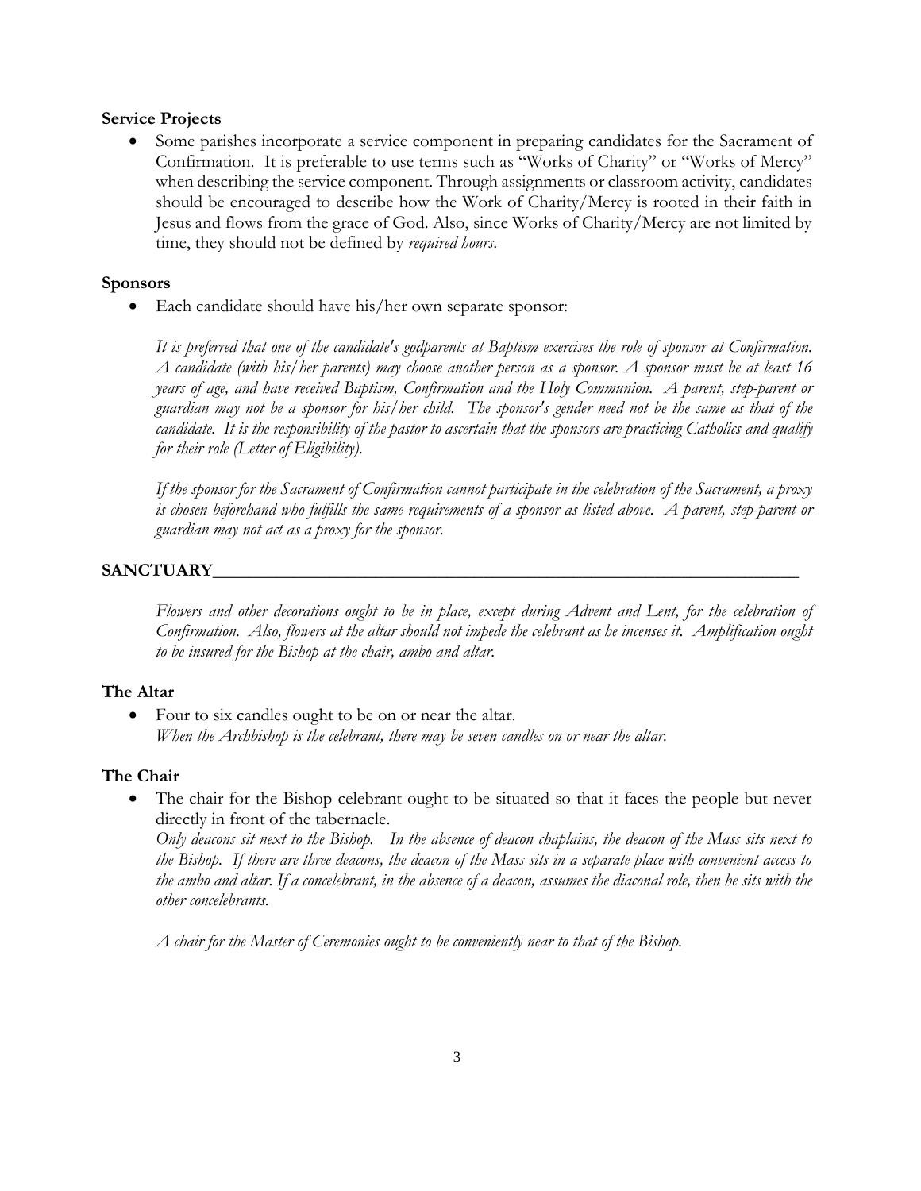**Service Projects**

- Some parishes incorporate a service component in preparing candidates for the Sacrament of Confirmation. It is preferable to use terms such as "Works of Charity" or "Works of Mercy" when describing the service component. Through assignments or classroom activity, candidates should be encouraged to describe how the Work of Charity/Mercy is rooted in their faith in Jesus and flows from the grace of God. Also, since Works of Charity/Mercy are not limited by time, they should not be defined by *required hours*.

**Sponsors**

- Each candidate should have his/her own separate sponsor:

  *It is preferred that one of the candidate's godparents at Baptism exercises the role of sponsor at Confirmation. A candidate (with his/her parents) may choose another person as a sponsor. A sponsor must be at least 16 years of age, and have received Baptism, Confirmation and the Holy Communion. A parent, step-parent or guardian may not be a sponsor for his/her child. The sponsor's gender need not be the same as that of the candidate. It is the responsibility of the pastor to ascertain that the sponsors are practicing Catholics and qualify for their role (Letter of Eligibility).*

  *If the sponsor for the Sacrament of Confirmation cannot participate in the celebration of the Sacrament, a proxy is chosen beforehand who fulfills the same requirements of a sponsor as listed above. A parent, step-parent or guardian may not act as a proxy for the sponsor.*

## SANCTUARY

*Flowers and other decorations ought to be in place, except during Advent and Lent, for the celebration of Confirmation. Also, flowers at the altar should not impede the celebrant as he incenses it. Amplification ought to be insured for the Bishop at the chair, ambo and altar.*

**The Altar**

- Four to six candles ought to be on or near the altar.
  *When the Archbishop is the celebrant, there may be seven candles on or near the altar.*

**The Chair**

- The chair for the Bishop celebrant ought to be situated so that it faces the people but never directly in front of the tabernacle.
  *Only deacons sit next to the Bishop. In the absence of deacon chaplains, the deacon of the Mass sits next to the Bishop. If there are three deacons, the deacon of the Mass sits in a separate place with convenient access to the ambo and altar. If a concelebrant, in the absence of a deacon, assumes the diaconal role, then he sits with the other concelebrants.*

  *A chair for the Master of Ceremonies ought to be conveniently near to that of the Bishop.*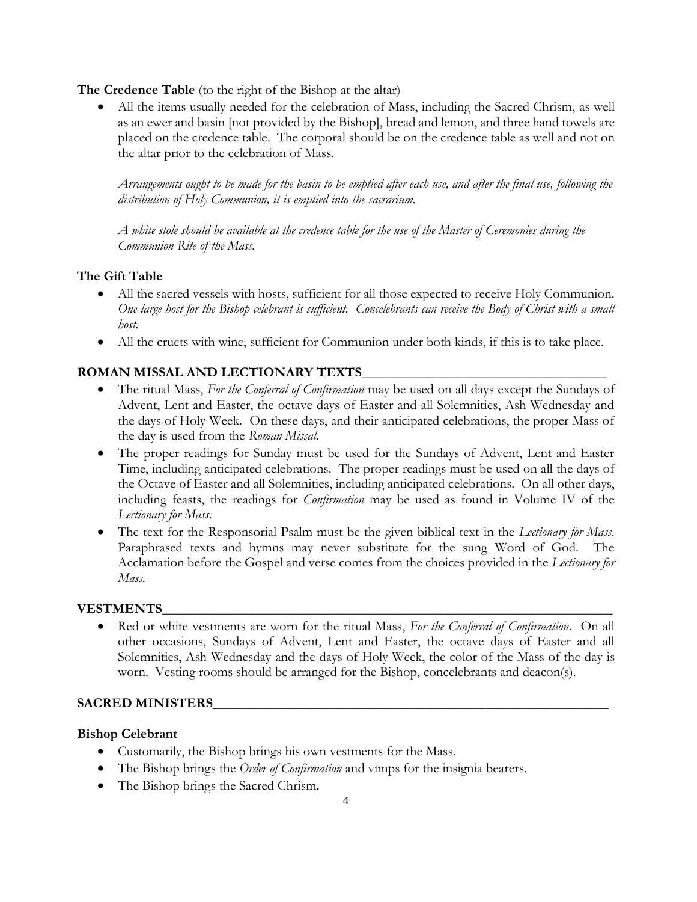**The Credence Table** (to the right of the Bishop at the altar)

- All the items usually needed for the celebration of Mass, including the Sacred Chrism, as well as an ewer and basin [not provided by the Bishop], bread and lemon, and three hand towels are placed on the credence table. The corporal should be on the credence table as well and not on the altar prior to the celebration of Mass.

  *Arrangements ought to be made for the basin to be emptied after each use, and after the final use, following the distribution of Holy Communion, it is emptied into the sacrarium.*

  *A white stole should be available at the credence table for the use of the Master of Ceremonies during the Communion Rite of the Mass.*

**The Gift Table**

- All the sacred vessels with hosts, sufficient for all those expected to receive Holy Communion. *One large host for the Bishop celebrant is sufficient. Concelebrants can receive the Body of Christ with a small host.*
- All the cruets with wine, sufficient for Communion under both kinds, if this is to take place.

## ROMAN MISSAL AND LECTIONARY TEXTS

- The ritual Mass, *For the Conferral of Confirmation* may be used on all days except the Sundays of Advent, Lent and Easter, the octave days of Easter and all Solemnities, Ash Wednesday and the days of Holy Week. On these days, and their anticipated celebrations, the proper Mass of the day is used from the *Roman Missal*.
- The proper readings for Sunday must be used for the Sundays of Advent, Lent and Easter Time, including anticipated celebrations. The proper readings must be used on all the days of the Octave of Easter and all Solemnities, including anticipated celebrations. On all other days, including feasts, the readings for *Confirmation* may be used as found in Volume IV of the *Lectionary for Mass*.
- The text for the Responsorial Psalm must be the given biblical text in the *Lectionary for Mass*. Paraphrased texts and hymns may never substitute for the sung Word of God. The Acclamation before the Gospel and verse comes from the choices provided in the *Lectionary for Mass*.

## VESTMENTS

- Red or white vestments are worn for the ritual Mass, *For the Conferral of Confirmation*. On all other occasions, Sundays of Advent, Lent and Easter, the octave days of Easter and all Solemnities, Ash Wednesday and the days of Holy Week, the color of the Mass of the day is worn. Vesting rooms should be arranged for the Bishop, concelebrants and deacon(s).

## SACRED MINISTERS

**Bishop Celebrant**

- Customarily, the Bishop brings his own vestments for the Mass.
- The Bishop brings the *Order of Confirmation* and vimps for the insignia bearers.
- The Bishop brings the Sacred Chrism.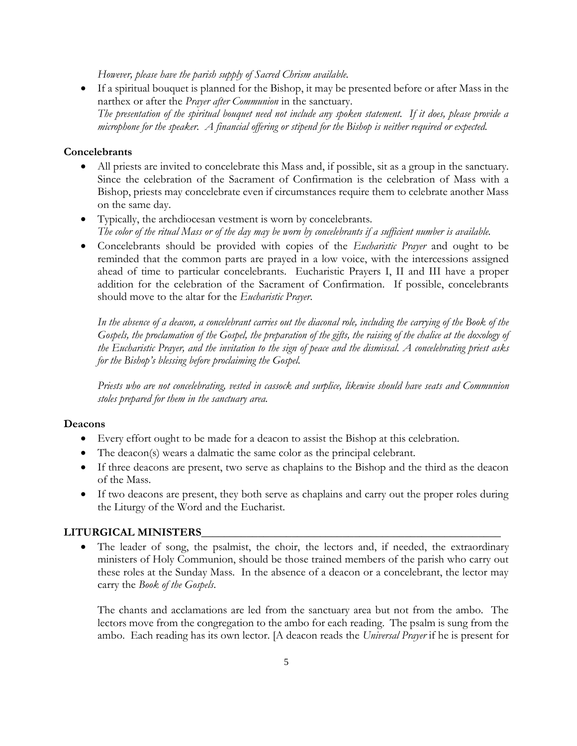*However, please have the parish supply of Sacred Chrism available.*

- If a spiritual bouquet is planned for the Bishop, it may be presented before or after Mass in the narthex or after the *Prayer after Communion* in the sanctuary.
  *The presentation of the spiritual bouquet need not include any spoken statement. If it does, please provide a microphone for the speaker. A financial offering or stipend for the Bishop is neither required or expected.*

**Concelebrants**

- All priests are invited to concelebrate this Mass and, if possible, sit as a group in the sanctuary. Since the celebration of the Sacrament of Confirmation is the celebration of Mass with a Bishop, priests may concelebrate even if circumstances require them to celebrate another Mass on the same day.
- Typically, the archdiocesan vestment is worn by concelebrants.
  *The color of the ritual Mass or of the day may be worn by concelebrants if a sufficient number is available.*
- Concelebrants should be provided with copies of the *Eucharistic Prayer* and ought to be reminded that the common parts are prayed in a low voice, with the intercessions assigned ahead of time to particular concelebrants. Eucharistic Prayers I, II and III have a proper addition for the celebration of the Sacrament of Confirmation. If possible, concelebrants should move to the altar for the *Eucharistic Prayer*.

  *In the absence of a deacon, a concelebrant carries out the diaconal role, including the carrying of the Book of the Gospels, the proclamation of the Gospel, the preparation of the gifts, the raising of the chalice at the doxology of the Eucharistic Prayer, and the invitation to the sign of peace and the dismissal. A concelebrating priest asks for the Bishop's blessing before proclaiming the Gospel.*

  *Priests who are not concelebrating, vested in cassock and surplice, likewise should have seats and Communion stoles prepared for them in the sanctuary area.*

**Deacons**

- Every effort ought to be made for a deacon to assist the Bishop at this celebration.
- The deacon(s) wears a dalmatic the same color as the principal celebrant.
- If three deacons are present, two serve as chaplains to the Bishop and the third as the deacon of the Mass.
- If two deacons are present, they both serve as chaplains and carry out the proper roles during the Liturgy of the Word and the Eucharist.

**LITURGICAL MINISTERS**

- The leader of song, the psalmist, the choir, the lectors and, if needed, the extraordinary ministers of Holy Communion, should be those trained members of the parish who carry out these roles at the Sunday Mass. In the absence of a deacon or a concelebrant, the lector may carry the *Book of the Gospels*.

  The chants and acclamations are led from the sanctuary area but not from the ambo. The lectors move from the congregation to the ambo for each reading. The psalm is sung from the ambo. Each reading has its own lector. [A deacon reads the *Universal Prayer* if he is present for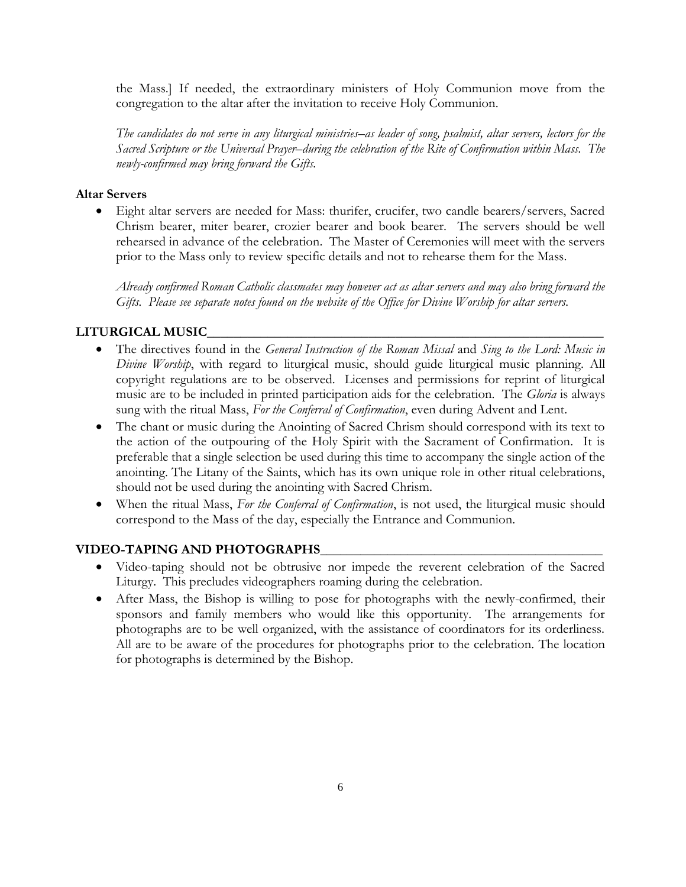the Mass.] If needed, the extraordinary ministers of Holy Communion move from the congregation to the altar after the invitation to receive Holy Communion.

*The candidates do not serve in any liturgical ministries–as leader of song, psalmist, altar servers, lectors for the Sacred Scripture or the Universal Prayer–during the celebration of the Rite of Confirmation within Mass. The newly-confirmed may bring forward the Gifts.*

**Altar Servers**

- Eight altar servers are needed for Mass: thurifer, crucifer, two candle bearers/servers, Sacred Chrism bearer, miter bearer, crozier bearer and book bearer. The servers should be well rehearsed in advance of the celebration. The Master of Ceremonies will meet with the servers prior to the Mass only to review specific details and not to rehearse them for the Mass.

  *Already confirmed Roman Catholic classmates may however act as altar servers and may also bring forward the Gifts. Please see separate notes found on the website of the Office for Divine Worship for altar servers.*

## LITURGICAL MUSIC

- The directives found in the *General Instruction of the Roman Missal* and *Sing to the Lord: Music in Divine Worship*, with regard to liturgical music, should guide liturgical music planning. All copyright regulations are to be observed. Licenses and permissions for reprint of liturgical music are to be included in printed participation aids for the celebration. The *Gloria* is always sung with the ritual Mass, *For the Conferral of Confirmation*, even during Advent and Lent.
- The chant or music during the Anointing of Sacred Chrism should correspond with its text to the action of the outpouring of the Holy Spirit with the Sacrament of Confirmation. It is preferable that a single selection be used during this time to accompany the single action of the anointing. The Litany of the Saints, which has its own unique role in other ritual celebrations, should not be used during the anointing with Sacred Chrism.
- When the ritual Mass, *For the Conferral of Confirmation*, is not used, the liturgical music should correspond to the Mass of the day, especially the Entrance and Communion.

## VIDEO-TAPING AND PHOTOGRAPHS

- Video-taping should not be obtrusive nor impede the reverent celebration of the Sacred Liturgy. This precludes videographers roaming during the celebration.
- After Mass, the Bishop is willing to pose for photographs with the newly-confirmed, their sponsors and family members who would like this opportunity. The arrangements for photographs are to be well organized, with the assistance of coordinators for its orderliness. All are to be aware of the procedures for photographs prior to the celebration. The location for photographs is determined by the Bishop.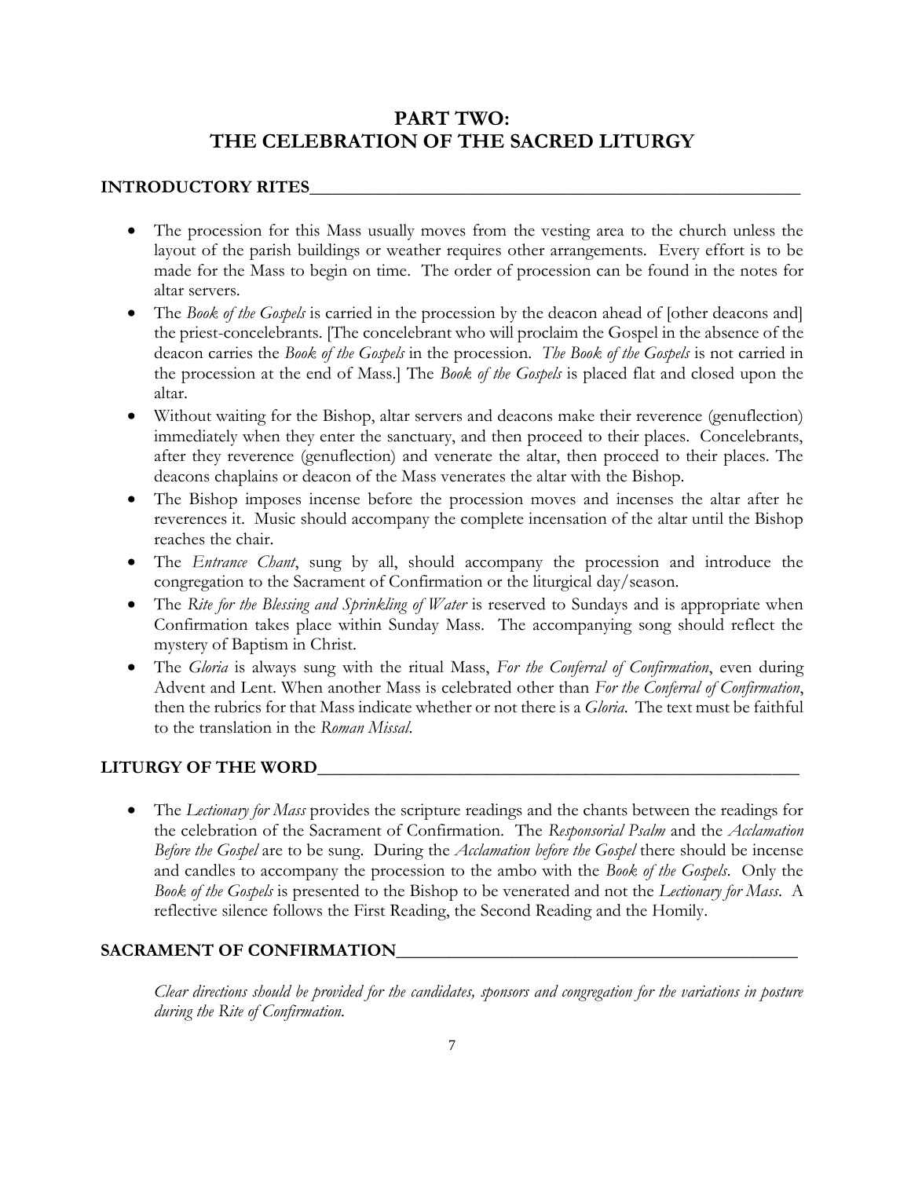# PART TWO:
# THE CELEBRATION OF THE SACRED LITURGY

## INTRODUCTORY RITES

- The procession for this Mass usually moves from the vesting area to the church unless the layout of the parish buildings or weather requires other arrangements. Every effort is to be made for the Mass to begin on time. The order of procession can be found in the notes for altar servers.
- The *Book of the Gospels* is carried in the procession by the deacon ahead of [other deacons and] the priest-concelebrants. [The concelebrant who will proclaim the Gospel in the absence of the deacon carries the *Book of the Gospels* in the procession. *The Book of the Gospels* is not carried in the procession at the end of Mass.] The *Book of the Gospels* is placed flat and closed upon the altar.
- Without waiting for the Bishop, altar servers and deacons make their reverence (genuflection) immediately when they enter the sanctuary, and then proceed to their places. Concelebrants, after they reverence (genuflection) and venerate the altar, then proceed to their places. The deacons chaplains or deacon of the Mass venerates the altar with the Bishop.
- The Bishop imposes incense before the procession moves and incenses the altar after he reverences it. Music should accompany the complete incensation of the altar until the Bishop reaches the chair.
- The *Entrance Chant*, sung by all, should accompany the procession and introduce the congregation to the Sacrament of Confirmation or the liturgical day/season.
- The *Rite for the Blessing and Sprinkling of Water* is reserved to Sundays and is appropriate when Confirmation takes place within Sunday Mass. The accompanying song should reflect the mystery of Baptism in Christ.
- The *Gloria* is always sung with the ritual Mass, *For the Conferral of Confirmation*, even during Advent and Lent. When another Mass is celebrated other than *For the Conferral of Confirmation*, then the rubrics for that Mass indicate whether or not there is a *Gloria*. The text must be faithful to the translation in the *Roman Missal*.

## LITURGY OF THE WORD

- The *Lectionary for Mass* provides the scripture readings and the chants between the readings for the celebration of the Sacrament of Confirmation. The *Responsorial Psalm* and the *Acclamation Before the Gospel* are to be sung. During the *Acclamation before the Gospel* there should be incense and candles to accompany the procession to the ambo with the *Book of the Gospels*. Only the *Book of the Gospels* is presented to the Bishop to be venerated and not the *Lectionary for Mass*. A reflective silence follows the First Reading, the Second Reading and the Homily.

## SACRAMENT OF CONFIRMATION

*Clear directions should be provided for the candidates, sponsors and congregation for the variations in posture during the Rite of Confirmation.*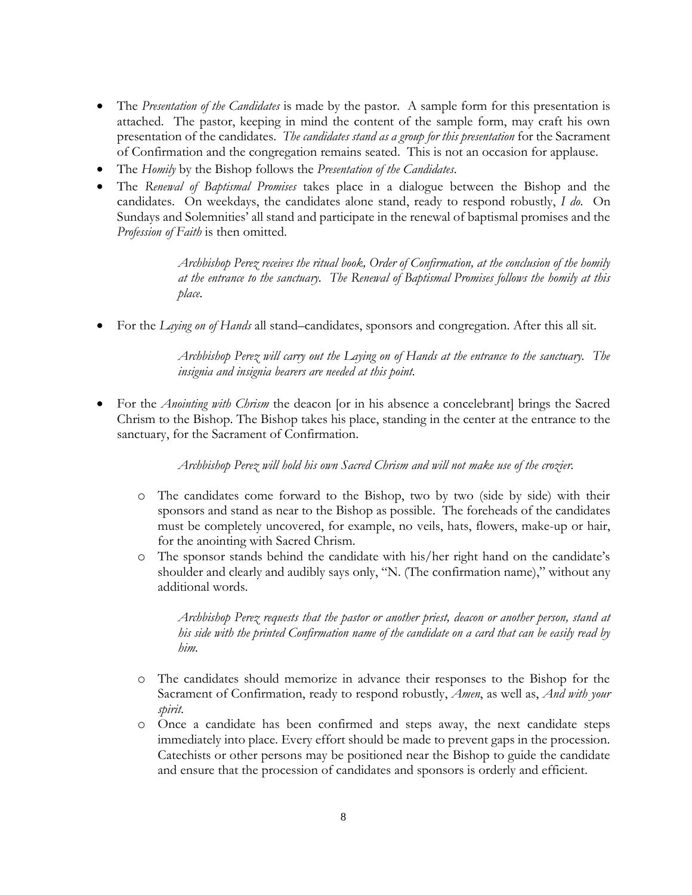- The *Presentation of the Candidates* is made by the pastor. A sample form for this presentation is attached. The pastor, keeping in mind the content of the sample form, may craft his own presentation of the candidates. *The candidates stand as a group for this presentation* for the Sacrament of Confirmation and the congregation remains seated. This is not an occasion for applause.
- The *Homily* by the Bishop follows the *Presentation of the Candidates*.
- The *Renewal of Baptismal Promises* takes place in a dialogue between the Bishop and the candidates. On weekdays, the candidates alone stand, ready to respond robustly, *I do*. On Sundays and Solemnities' all stand and participate in the renewal of baptismal promises and the *Profession of Faith* is then omitted.

> *Archbishop Perez receives the ritual book, Order of Confirmation, at the conclusion of the homily at the entrance to the sanctuary. The Renewal of Baptismal Promises follows the homily at this place.*

- For the *Laying on of Hands* all stand–candidates, sponsors and congregation. After this all sit.

> *Archbishop Perez will carry out the Laying on of Hands at the entrance to the sanctuary. The insignia and insignia bearers are needed at this point.*

- For the *Anointing with Chrism* the deacon [or in his absence a concelebrant] brings the Sacred Chrism to the Bishop. The Bishop takes his place, standing in the center at the entrance to the sanctuary, for the Sacrament of Confirmation.

> *Archbishop Perez will hold his own Sacred Chrism and will not make use of the crozier.*

  - The candidates come forward to the Bishop, two by two (side by side) with their sponsors and stand as near to the Bishop as possible. The foreheads of the candidates must be completely uncovered, for example, no veils, hats, flowers, make-up or hair, for the anointing with Sacred Chrism.
  - The sponsor stands behind the candidate with his/her right hand on the candidate's shoulder and clearly and audibly says only, "N. (The confirmation name)," without any additional words.

    > *Archbishop Perez requests that the pastor or another priest, deacon or another person, stand at his side with the printed Confirmation name of the candidate on a card that can be easily read by him.*

  - The candidates should memorize in advance their responses to the Bishop for the Sacrament of Confirmation, ready to respond robustly, *Amen*, as well as, *And with your spirit.*
  - Once a candidate has been confirmed and steps away, the next candidate steps immediately into place. Every effort should be made to prevent gaps in the procession. Catechists or other persons may be positioned near the Bishop to guide the candidate and ensure that the procession of candidates and sponsors is orderly and efficient.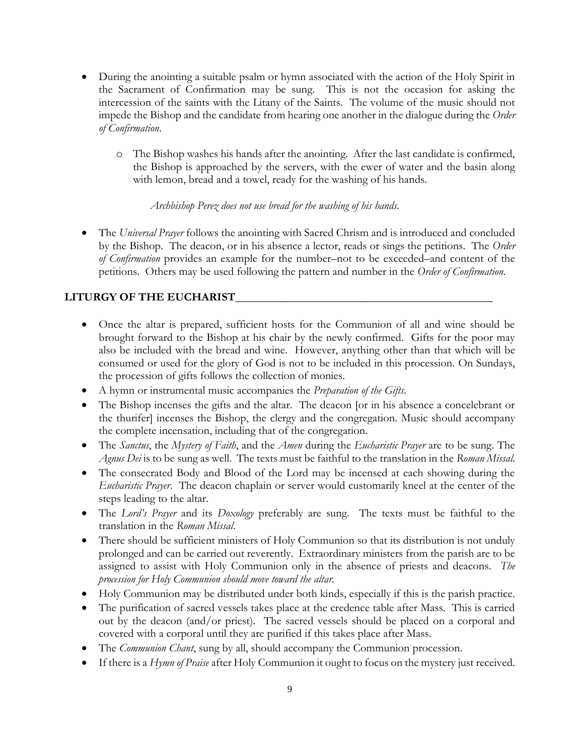- During the anointing a suitable psalm or hymn associated with the action of the Holy Spirit in the Sacrament of Confirmation may be sung. This is not the occasion for asking the intercession of the saints with the Litany of the Saints. The volume of the music should not impede the Bishop and the candidate from hearing one another in the dialogue during the *Order of Confirmation*.
  - The Bishop washes his hands after the anointing. After the last candidate is confirmed, the Bishop is approached by the servers, with the ewer of water and the basin along with lemon, bread and a towel, ready for the washing of his hands.

    *Archbishop Perez does not use bread for the washing of his hands.*

- The *Universal Prayer* follows the anointing with Sacred Chrism and is introduced and concluded by the Bishop. The deacon, or in his absence a lector, reads or sings the petitions. The *Order of Confirmation* provides an example for the number–not to be exceeded–and content of the petitions. Others may be used following the pattern and number in the *Order of Confirmation*.

## LITURGY OF THE EUCHARIST

- Once the altar is prepared, sufficient hosts for the Communion of all and wine should be brought forward to the Bishop at his chair by the newly confirmed. Gifts for the poor may also be included with the bread and wine. However, anything other than that which will be consumed or used for the glory of God is not to be included in this procession. On Sundays, the procession of gifts follows the collection of monies.
- A hymn or instrumental music accompanies the *Preparation of the Gifts*.
- The Bishop incenses the gifts and the altar. The deacon [or in his absence a concelebrant or the thurifer] incenses the Bishop, the clergy and the congregation. Music should accompany the complete incensation, including that of the congregation.
- The *Sanctus*, the *Mystery of Faith*, and the *Amen* during the *Eucharistic Prayer* are to be sung. The *Agnus Dei* is to be sung as well. The texts must be faithful to the translation in the *Roman Missal*.
- The consecrated Body and Blood of the Lord may be incensed at each showing during the *Eucharistic Prayer*. The deacon chaplain or server would customarily kneel at the center of the steps leading to the altar.
- The *Lord's Prayer* and its *Doxology* preferably are sung. The texts must be faithful to the translation in the *Roman Missal*.
- There should be sufficient ministers of Holy Communion so that its distribution is not unduly prolonged and can be carried out reverently. Extraordinary ministers from the parish are to be assigned to assist with Holy Communion only in the absence of priests and deacons. *The procession for Holy Communion should move toward the altar.*
- Holy Communion may be distributed under both kinds, especially if this is the parish practice.
- The purification of sacred vessels takes place at the credence table after Mass. This is carried out by the deacon (and/or priest). The sacred vessels should be placed on a corporal and covered with a corporal until they are purified if this takes place after Mass.
- The *Communion Chant*, sung by all, should accompany the Communion procession.
- If there is a *Hymn of Praise* after Holy Communion it ought to focus on the mystery just received.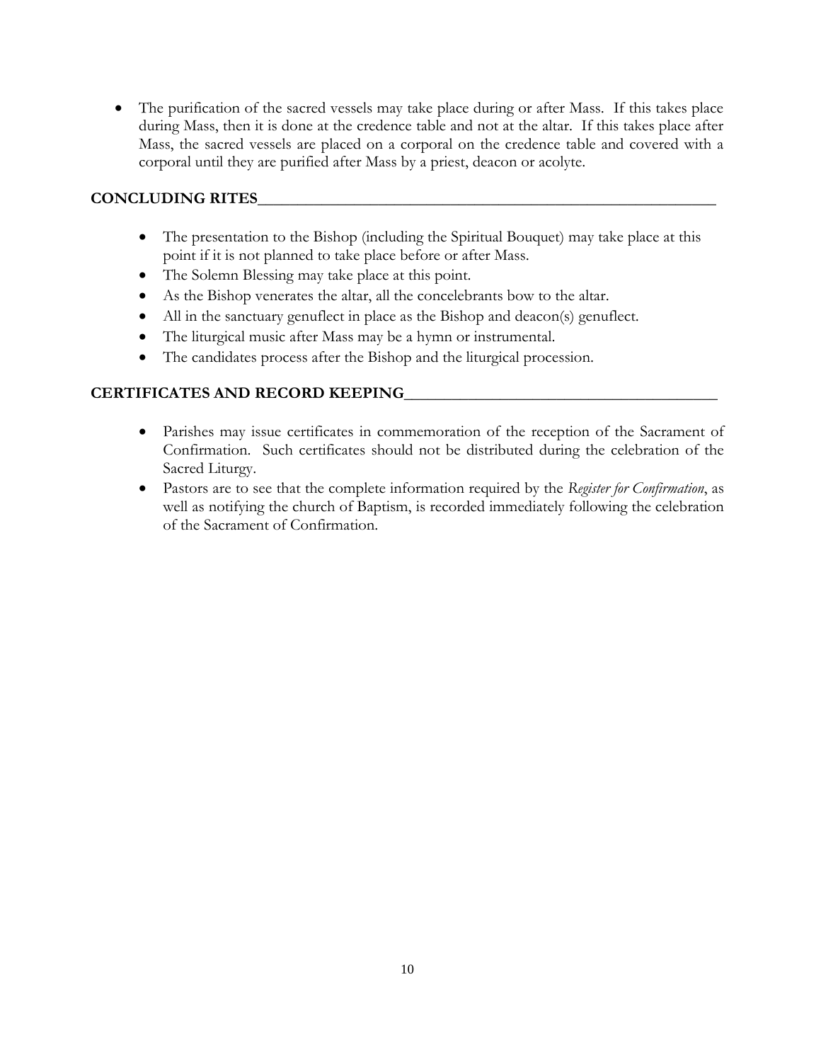- The purification of the sacred vessels may take place during or after Mass. If this takes place during Mass, then it is done at the credence table and not at the altar. If this takes place after Mass, the sacred vessels are placed on a corporal on the credence table and covered with a corporal until they are purified after Mass by a priest, deacon or acolyte.

## CONCLUDING RITES

- The presentation to the Bishop (including the Spiritual Bouquet) may take place at this point if it is not planned to take place before or after Mass.
- The Solemn Blessing may take place at this point.
- As the Bishop venerates the altar, all the concelebrants bow to the altar.
- All in the sanctuary genuflect in place as the Bishop and deacon(s) genuflect.
- The liturgical music after Mass may be a hymn or instrumental.
- The candidates process after the Bishop and the liturgical procession.

## CERTIFICATES AND RECORD KEEPING

- Parishes may issue certificates in commemoration of the reception of the Sacrament of Confirmation. Such certificates should not be distributed during the celebration of the Sacred Liturgy.
- Pastors are to see that the complete information required by the *Register for Confirmation*, as well as notifying the church of Baptism, is recorded immediately following the celebration of the Sacrament of Confirmation.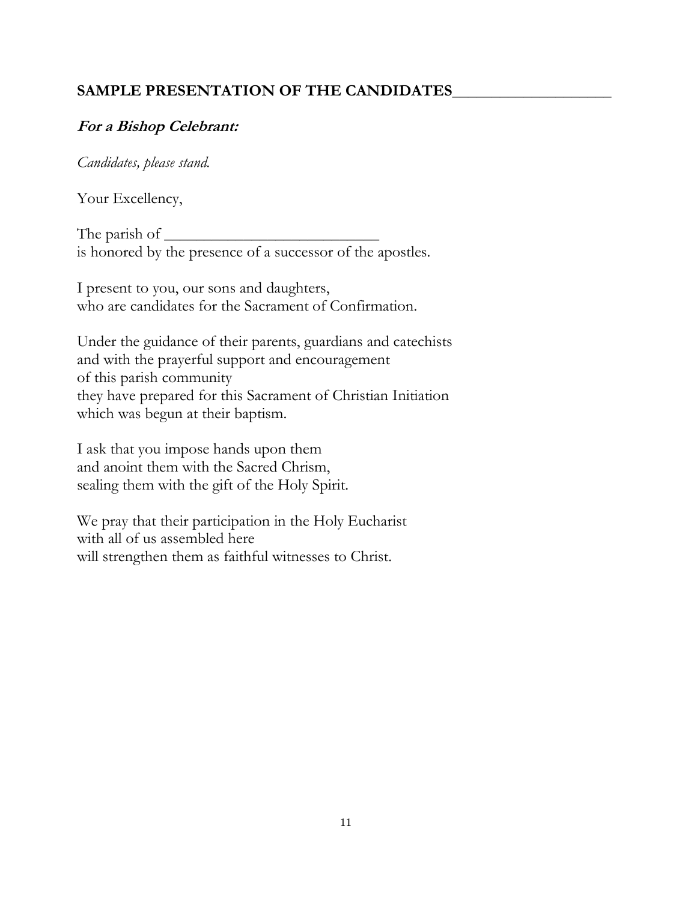## SAMPLE PRESENTATION OF THE CANDIDATES___________________

### ***For a Bishop Celebrant:***

*Candidates, please stand.*

Your Excellency,

The parish of ___________________________
is honored by the presence of a successor of the apostles.

I present to you, our sons and daughters,
who are candidates for the Sacrament of Confirmation.

Under the guidance of their parents, guardians and catechists
and with the prayerful support and encouragement
of this parish community
they have prepared for this Sacrament of Christian Initiation
which was begun at their baptism.

I ask that you impose hands upon them
and anoint them with the Sacred Chrism,
sealing them with the gift of the Holy Spirit.

We pray that their participation in the Holy Eucharist
with all of us assembled here
will strengthen them as faithful witnesses to Christ.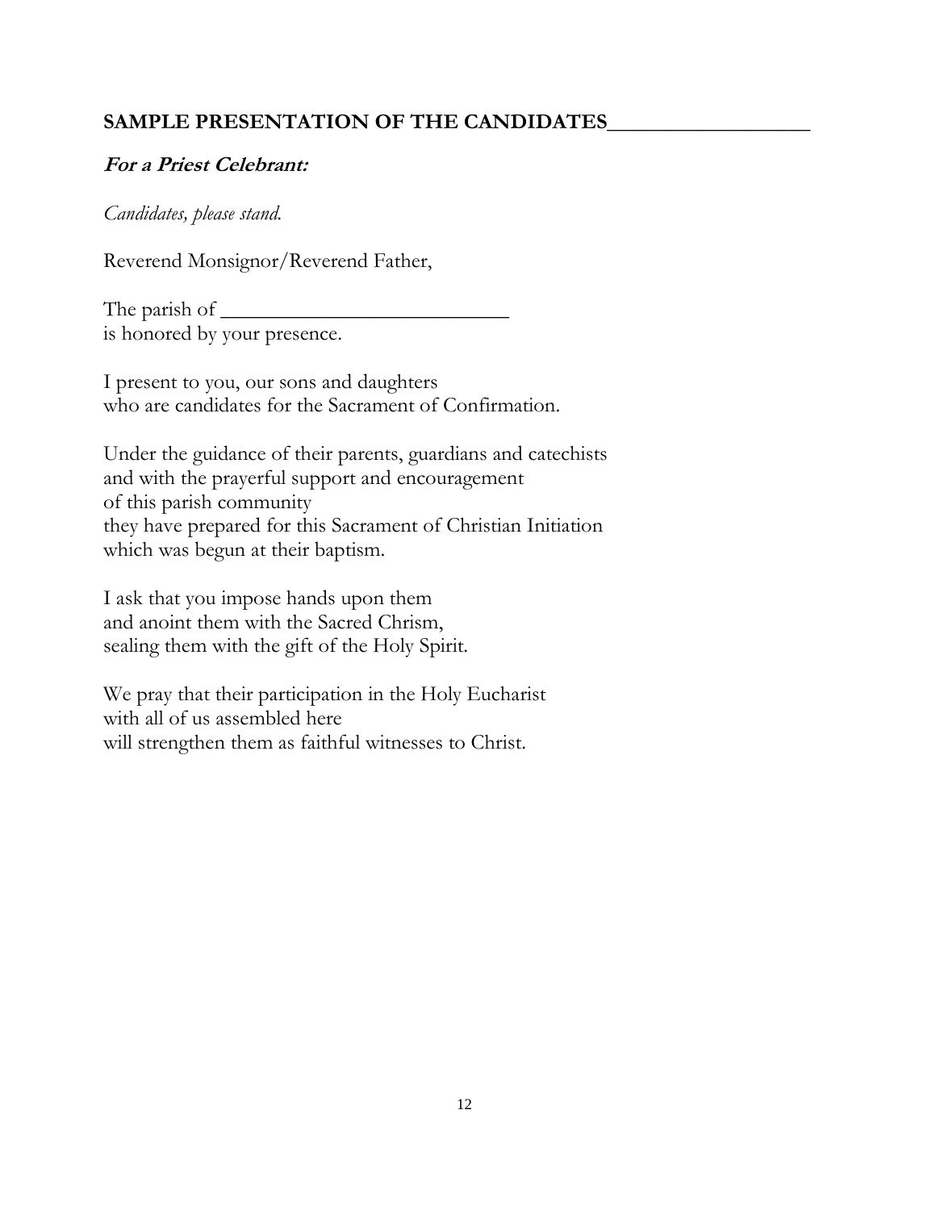## SAMPLE PRESENTATION OF THE CANDIDATES___________________

***For a Priest Celebrant:***

*Candidates, please stand.*

Reverend Monsignor/Reverend Father,

The parish of ___________________________
is honored by your presence.

I present to you, our sons and daughters
who are candidates for the Sacrament of Confirmation.

Under the guidance of their parents, guardians and catechists
and with the prayerful support and encouragement
of this parish community
they have prepared for this Sacrament of Christian Initiation
which was begun at their baptism.

I ask that you impose hands upon them
and anoint them with the Sacred Chrism,
sealing them with the gift of the Holy Spirit.

We pray that their participation in the Holy Eucharist
with all of us assembled here
will strengthen them as faithful witnesses to Christ.